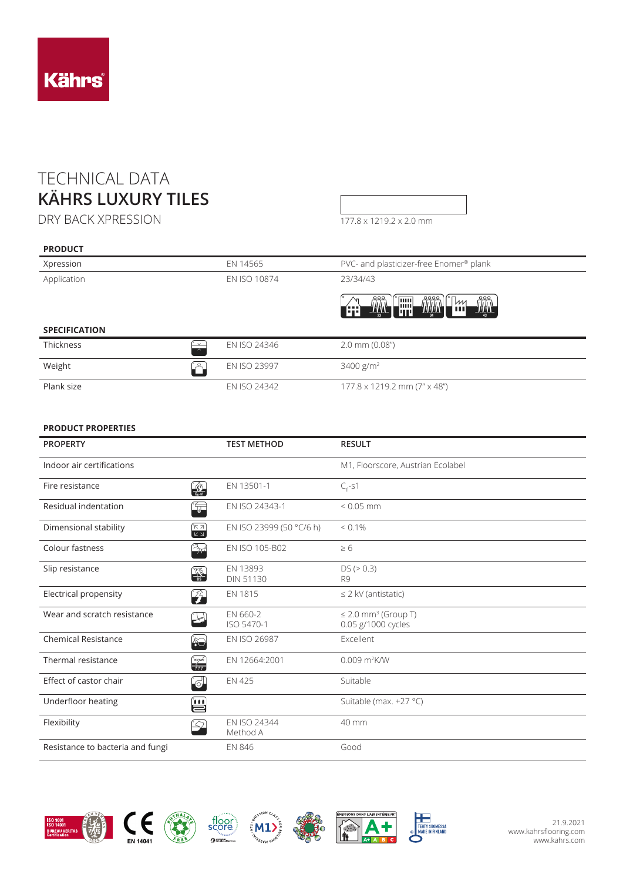Kährs

# TECHNICAL DATA
## KÄHRS LUXURY TILES
DRY BACK XPRESSION

177.8 x 1219.2 x 2.0 mm

### PRODUCT

| | | |
|---|---|---|
| Xpression | EN 14565 | PVC- and plasticizer-free Enomer® plank |
| Application | EN ISO 10874 | 23/34/43 |

### SPECIFICATION

| | | |
|---|---|---|
| Thickness | EN ISO 24346 | 2.0 mm (0.08") |
| Weight | EN ISO 23997 | 3400 g/m² |
| Plank size | EN ISO 24342 | 177.8 x 1219.2 mm (7" x 48") |

### PRODUCT PROPERTIES

| PROPERTY | TEST METHOD | RESULT |
|---|---|---|
| Indoor air certifications | | M1, Floorscore, Austrian Ecolabel |
| Fire resistance | EN 13501-1 | $C_{fl}$-s1 |
| Residual indentation | EN ISO 24343-1 | < 0.05 mm |
| Dimensional stability | EN ISO 23999 (50 °C/6 h) | < 0.1% |
| Colour fastness | EN ISO 105-B02 | ≥ 6 |
| Slip resistance | EN 13893<br>DIN 51130 | DS (> 0.3)<br>R9 |
| Electrical propensity | EN 1815 | ≤ 2 kV (antistatic) |
| Wear and scratch resistance | EN 660-2<br>ISO 5470-1 | ≤ 2.0 mm³ (Group T)<br>0.05 g/1000 cycles |
| Chemical Resistance | EN ISO 26987 | Excellent |
| Thermal resistance | EN 12664:2001 | 0.009 m²K/W |
| Effect of castor chair | EN 425 | Suitable |
| Underfloor heating | | Suitable (max. +27 °C) |
| Flexibility | EN ISO 24344<br>Method A | 40 mm |
| Resistance to bacteria and fungi | EN 846 | Good |

ISO 9001 ISO 14001 BUREAU VERITAS Certification · CE EN 14041 · PHTHALATE FREE · floorscore · M1 · TEHTY SUOMESSA MADE IN FINLAND

21.9.2021
www.kahrsflooring.com
www.kahrs.com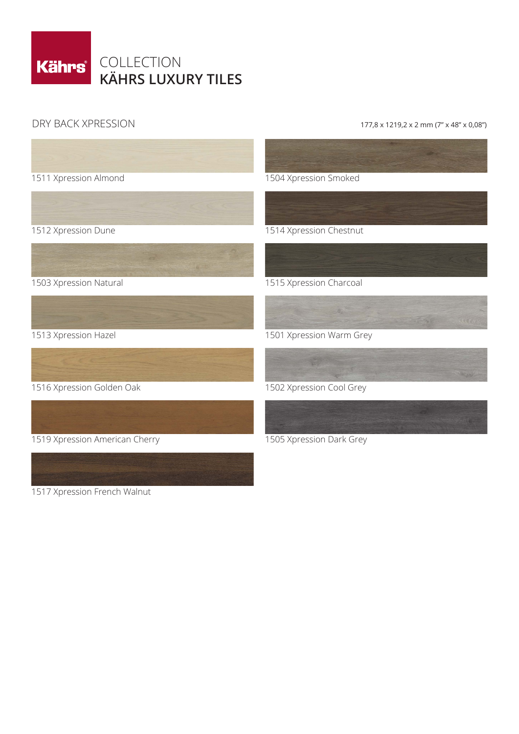Kährs®

COLLECTION
**KÄHRS LUXURY TILES**

DRY BACK XPRESSION

177,8 x 1219,2 x 2 mm (7" x 48" x 0,08")

1511 Xpression Almond

1512 Xpression Dune

1503 Xpression Natural

1513 Xpression Hazel

1516 Xpression Golden Oak

1519 Xpression American Cherry

1517 Xpression French Walnut

1504 Xpression Smoked

1514 Xpression Chestnut

1515 Xpression Charcoal

1501 Xpression Warm Grey

1502 Xpression Cool Grey

1505 Xpression Dark Grey